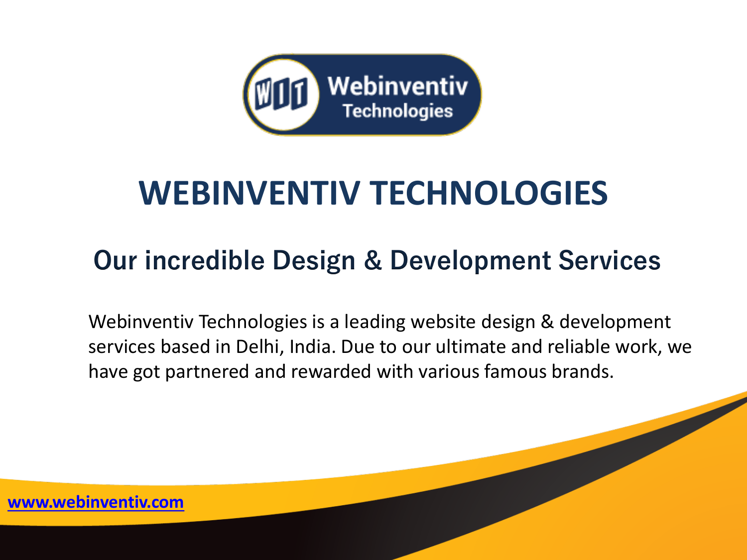# WEBINVENTIV TECHNOLOGIES

## Our incredible Design & Development Services

Webinventiv Technologies is a leading website design & development services based in Delhi, India. Due to our ultimate and reliable work, we have got partnered and rewarded with various famous brands.

**www.webinventiv.com**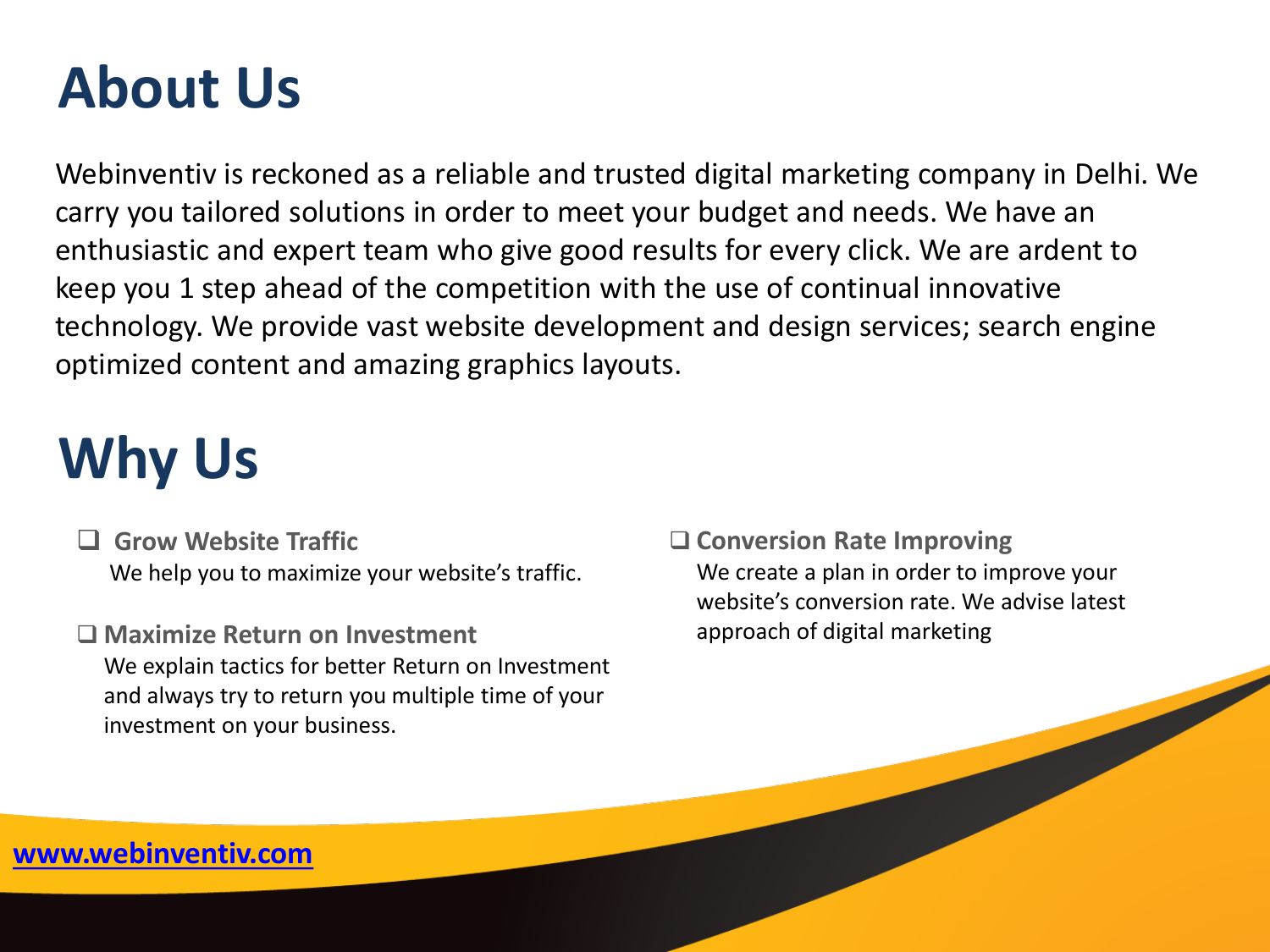# About Us

Webinventiv is reckoned as a reliable and trusted digital marketing company in Delhi. We carry you tailored solutions in order to meet your budget and needs. We have an enthusiastic and expert team who give good results for every click. We are ardent to keep you 1 step ahead of the competition with the use of continual innovative technology. We provide vast website development and design services; search engine optimized content and amazing graphics layouts.

# Why Us

- **Grow Website Traffic**
  We help you to maximize your website's traffic.

- **Maximize Return on Investment**
  We explain tactics for better Return on Investment and always try to return you multiple time of your investment on your business.

- **Conversion Rate Improving**
  We create a plan in order to improve your website's conversion rate. We advise latest approach of digital marketing

[www.webinventiv.com](http://www.webinventiv.com)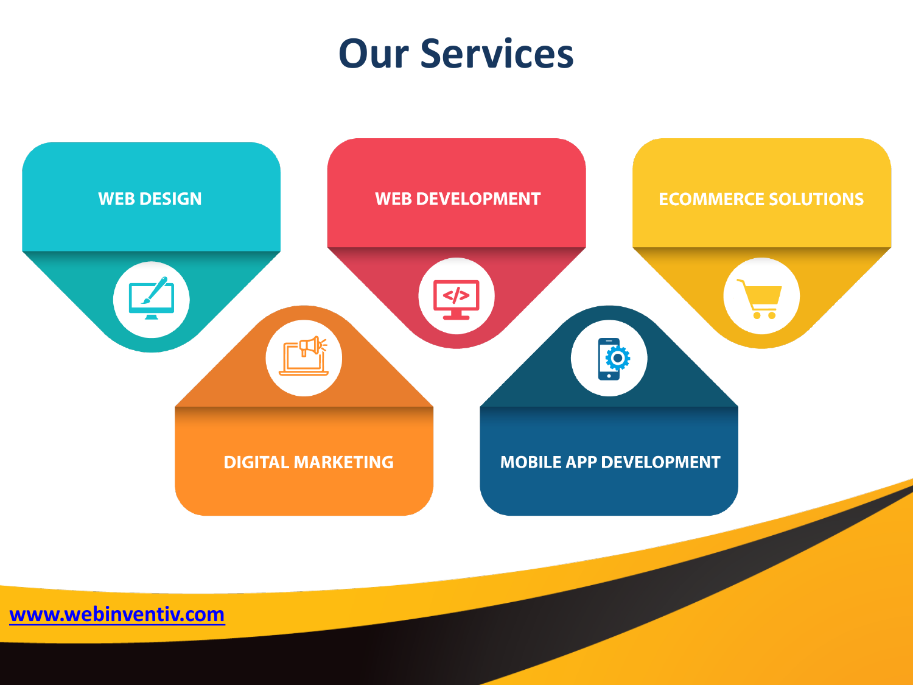# Our Services

- WEB DESIGN
- WEB DEVELOPMENT
- ECOMMERCE SOLUTIONS
- DIGITAL MARKETING
- MOBILE APP DEVELOPMENT

www.webinventiv.com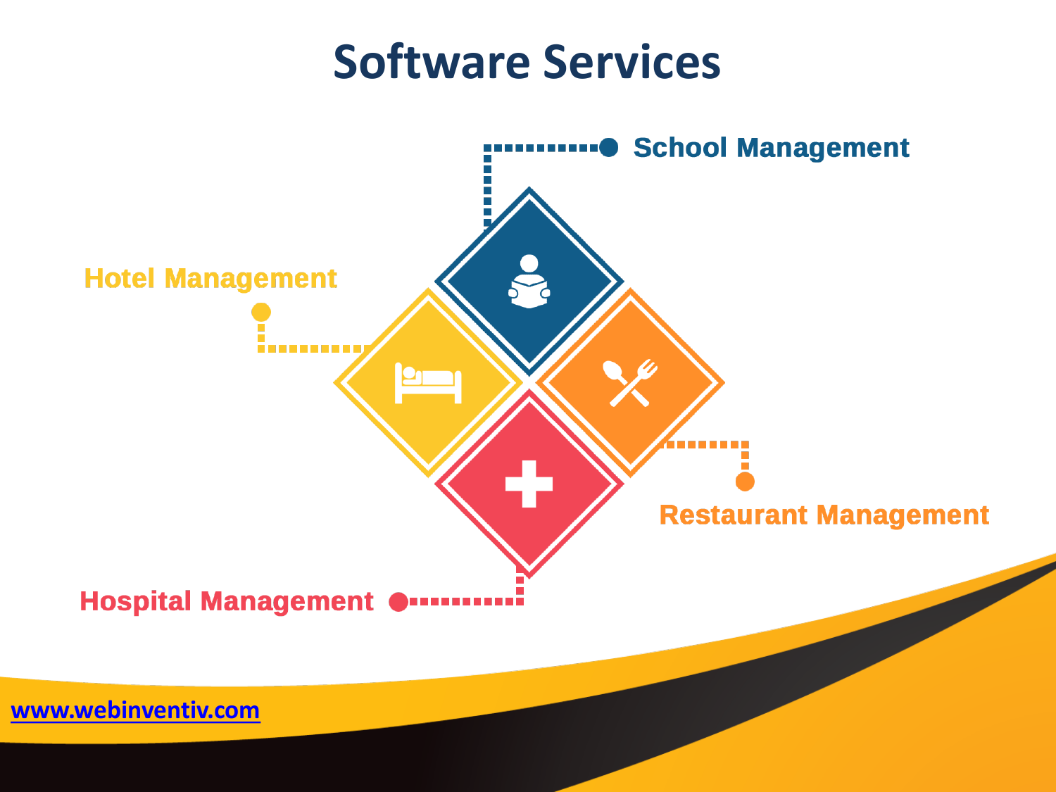# Software Services

- School Management
- Hotel Management
- Restaurant Management
- Hospital Management

www.webinventiv.com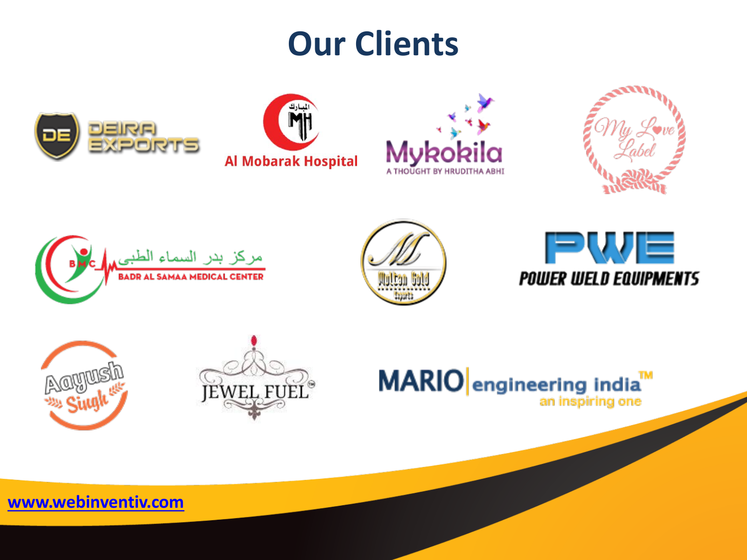# Our Clients

DEIRA EXPORTS

Al Mobarak Hospital

Mykokila
A THOUGHT BY HRUDITHA ABHI

My Love Label

مركز بدر السماء الطبى
BADR AL SAMAA MEDICAL CENTER

Multan Gold Exports

PWE
POWER WELD EQUIPMENTS

Aayush Singh

JEWEL FUEL

MARIO engineering india™
an inspiring one

www.webinventiv.com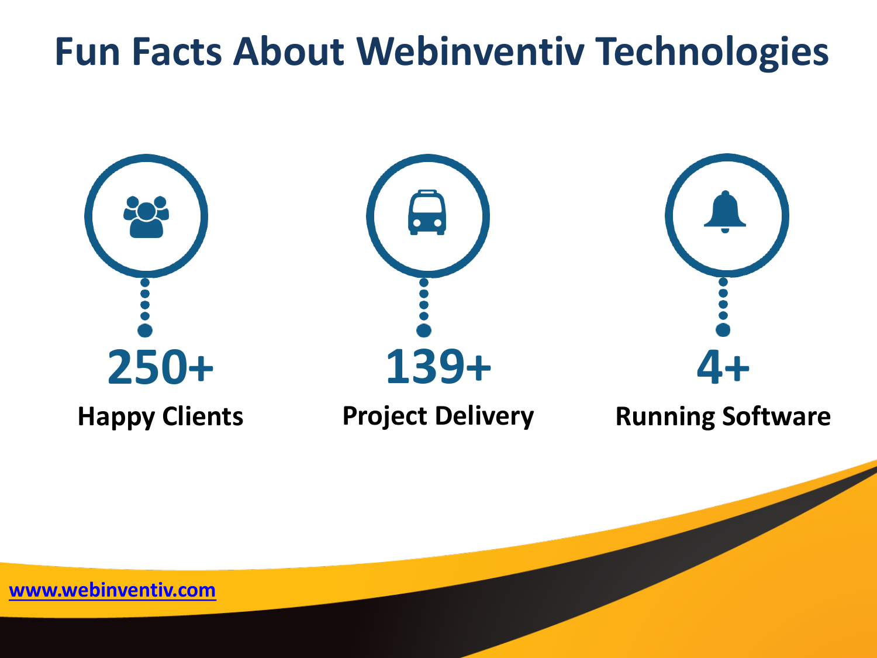# Fun Facts About Webinventiv Technologies

**250+**
**Happy Clients**

**139+**
**Project Delivery**

**4+**
**Running Software**

www.webinventiv.com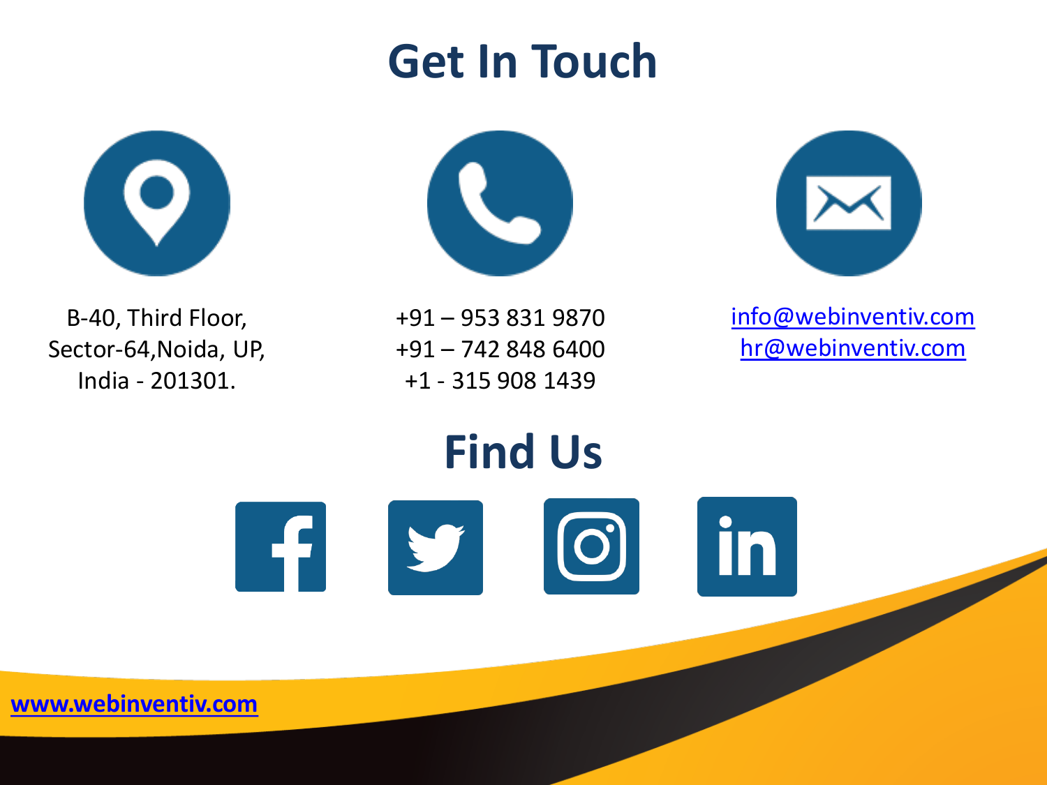# Get In Touch

B-40, Third Floor,
Sector-64,Noida, UP,
India - 201301.

+91 – 953 831 9870
+91 – 742 848 6400
+1 - 315 908 1439

info@webinventiv.com
hr@webinventiv.com

# Find Us

**www.webinventiv.com**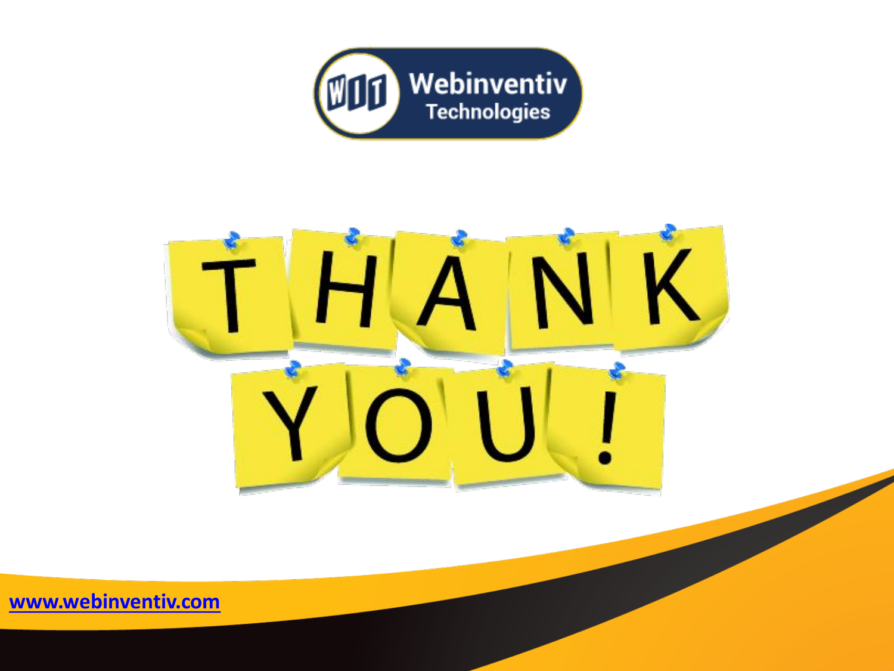Webinventiv Technologies

# THANK YOU!

www.webinventiv.com